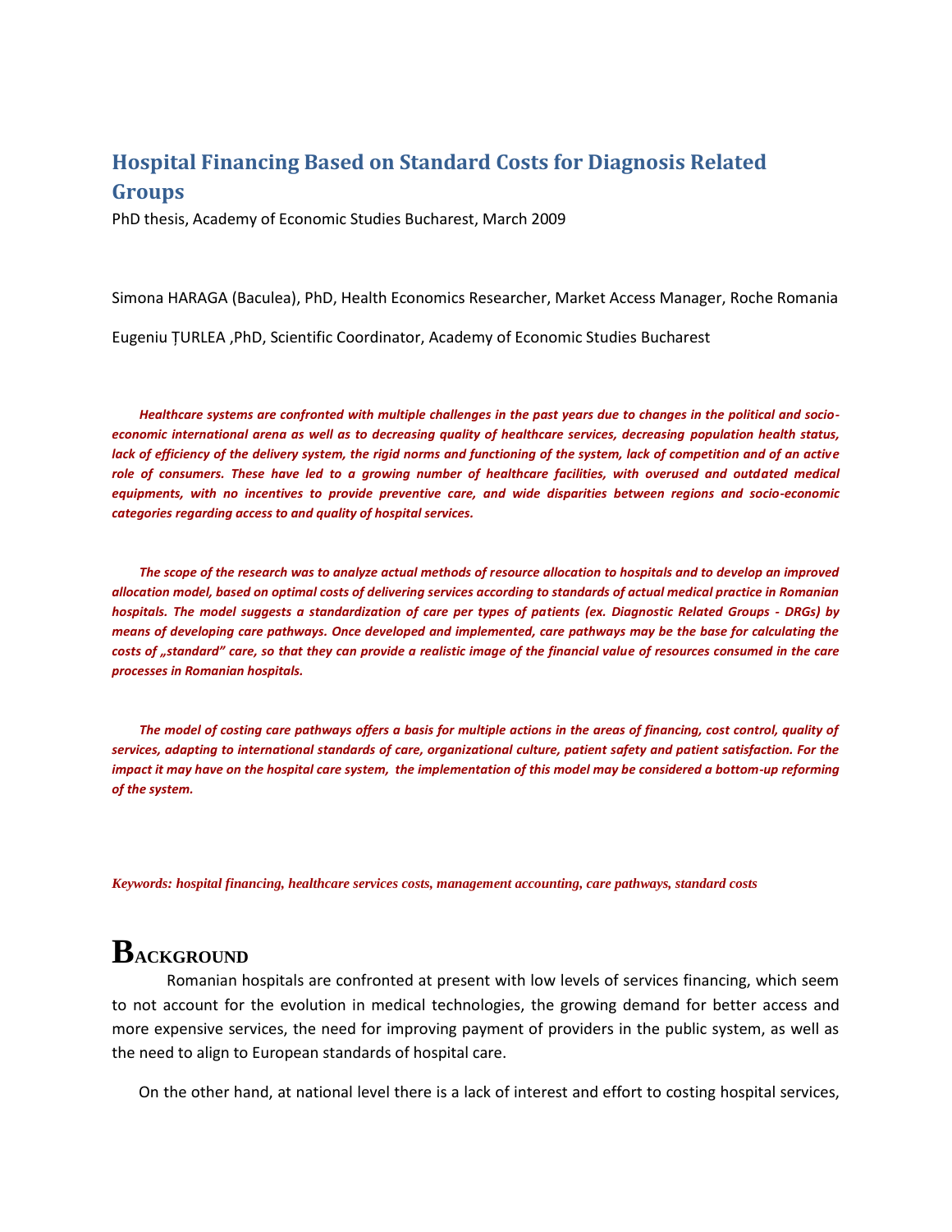# Hospital Financing Based on Standard Costs for Diagnosis Related Groups

PhD thesis, Academy of Economic Studies Bucharest, March 2009

Simona HARAGA (Baculea), PhD, Health Economics Researcher, Market Access Manager, Roche Romania

Eugeniu ȚURLEA ,PhD, Scientific Coordinator, Academy of Economic Studies Bucharest

***Healthcare systems are confronted with multiple challenges in the past years due to changes in the political and socio-economic international arena as well as to decreasing quality of healthcare services, decreasing population health status, lack of efficiency of the delivery system, the rigid norms and functioning of the system, lack of competition and of an active role of consumers. These have led to a growing number of healthcare facilities, with overused and outdated medical equipments, with no incentives to provide preventive care, and wide disparities between regions and socio-economic categories regarding access to and quality of hospital services.***

***The scope of the research was to analyze actual methods of resource allocation to hospitals and to develop an improved allocation model, based on optimal costs of delivering services according to standards of actual medical practice in Romanian hospitals. The model suggests a standardization of care per types of patients (ex. Diagnostic Related Groups - DRGs) by means of developing care pathways. Once developed and implemented, care pathways may be the base for calculating the costs of „standard" care, so that they can provide a realistic image of the financial value of resources consumed in the care processes in Romanian hospitals.***

***The model of costing care pathways offers a basis for multiple actions in the areas of financing, cost control, quality of services, adapting to international standards of care, organizational culture, patient safety and patient satisfaction. For the impact it may have on the hospital care system, the implementation of this model may be considered a bottom-up reforming of the system.***

***Keywords: hospital financing, healthcare services costs, management accounting, care pathways, standard costs***

## BACKGROUND

Romanian hospitals are confronted at present with low levels of services financing, which seem to not account for the evolution in medical technologies, the growing demand for better access and more expensive services, the need for improving payment of providers in the public system, as well as the need to align to European standards of hospital care.

On the other hand, at national level there is a lack of interest and effort to costing hospital services,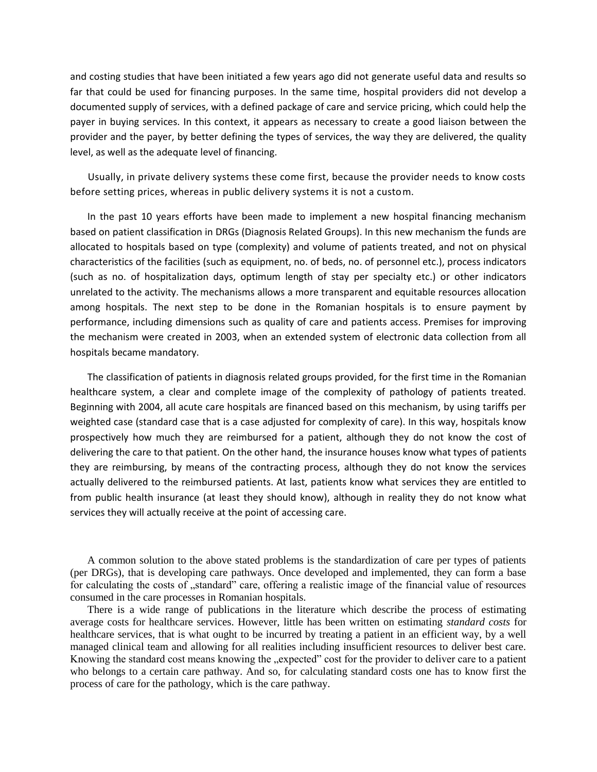and costing studies that have been initiated a few years ago did not generate useful data and results so far that could be used for financing purposes. In the same time, hospital providers did not develop a documented supply of services, with a defined package of care and service pricing, which could help the payer in buying services. In this context, it appears as necessary to create a good liaison between the provider and the payer, by better defining the types of services, the way they are delivered, the quality level, as well as the adequate level of financing.

Usually, in private delivery systems these come first, because the provider needs to know costs before setting prices, whereas in public delivery systems it is not a custom.

In the past 10 years efforts have been made to implement a new hospital financing mechanism based on patient classification in DRGs (Diagnosis Related Groups). In this new mechanism the funds are allocated to hospitals based on type (complexity) and volume of patients treated, and not on physical characteristics of the facilities (such as equipment, no. of beds, no. of personnel etc.), process indicators (such as no. of hospitalization days, optimum length of stay per specialty etc.) or other indicators unrelated to the activity. The mechanisms allows a more transparent and equitable resources allocation among hospitals. The next step to be done in the Romanian hospitals is to ensure payment by performance, including dimensions such as quality of care and patients access. Premises for improving the mechanism were created in 2003, when an extended system of electronic data collection from all hospitals became mandatory.

The classification of patients in diagnosis related groups provided, for the first time in the Romanian healthcare system, a clear and complete image of the complexity of pathology of patients treated. Beginning with 2004, all acute care hospitals are financed based on this mechanism, by using tariffs per weighted case (standard case that is a case adjusted for complexity of care). In this way, hospitals know prospectively how much they are reimbursed for a patient, although they do not know the cost of delivering the care to that patient. On the other hand, the insurance houses know what types of patients they are reimbursing, by means of the contracting process, although they do not know the services actually delivered to the reimbursed patients. At last, patients know what services they are entitled to from public health insurance (at least they should know), although in reality they do not know what services they will actually receive at the point of accessing care.

A common solution to the above stated problems is the standardization of care per types of patients (per DRGs), that is developing care pathways. Once developed and implemented, they can form a base for calculating the costs of „standard" care, offering a realistic image of the financial value of resources consumed in the care processes in Romanian hospitals.

There is a wide range of publications in the literature which describe the process of estimating average costs for healthcare services. However, little has been written on estimating *standard costs* for healthcare services, that is what ought to be incurred by treating a patient in an efficient way, by a well managed clinical team and allowing for all realities including insufficient resources to deliver best care. Knowing the standard cost means knowing the „expected" cost for the provider to deliver care to a patient who belongs to a certain care pathway. And so, for calculating standard costs one has to know first the process of care for the pathology, which is the care pathway.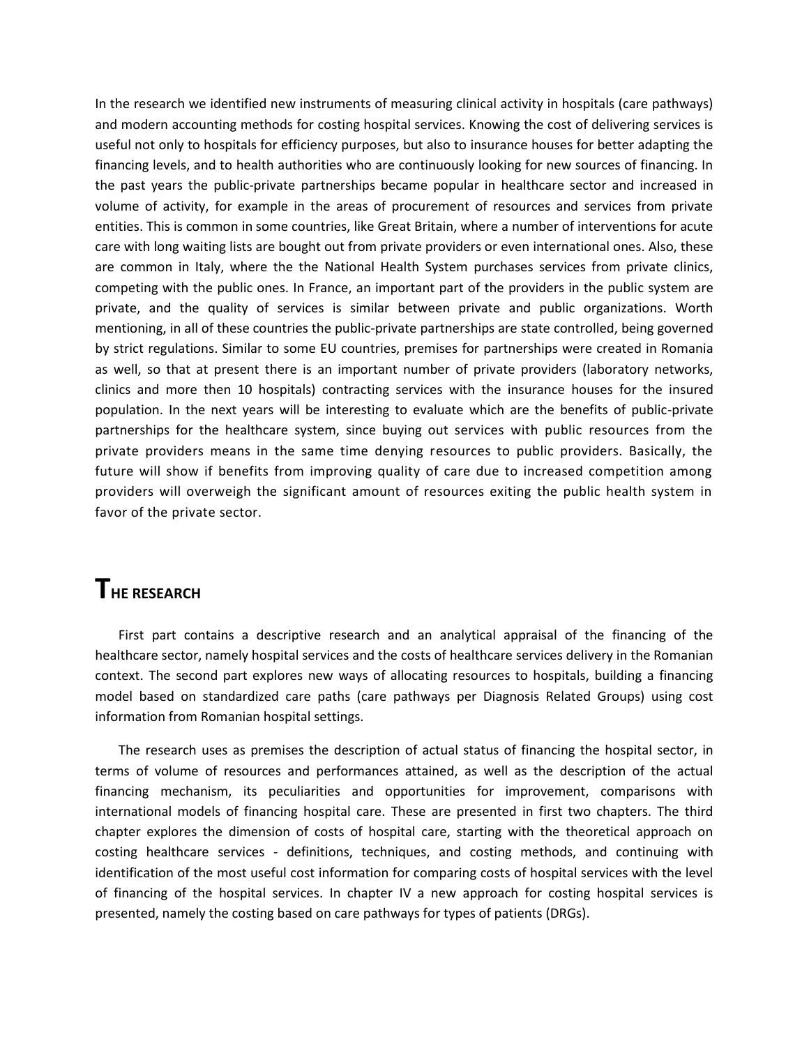In the research we identified new instruments of measuring clinical activity in hospitals (care pathways) and modern accounting methods for costing hospital services. Knowing the cost of delivering services is useful not only to hospitals for efficiency purposes, but also to insurance houses for better adapting the financing levels, and to health authorities who are continuously looking for new sources of financing. In the past years the public-private partnerships became popular in healthcare sector and increased in volume of activity, for example in the areas of procurement of resources and services from private entities. This is common in some countries, like Great Britain, where a number of interventions for acute care with long waiting lists are bought out from private providers or even international ones. Also, these are common in Italy, where the the National Health System purchases services from private clinics, competing with the public ones. In France, an important part of the providers in the public system are private, and the quality of services is similar between private and public organizations. Worth mentioning, in all of these countries the public-private partnerships are state controlled, being governed by strict regulations. Similar to some EU countries, premises for partnerships were created in Romania as well, so that at present there is an important number of private providers (laboratory networks, clinics and more then 10 hospitals) contracting services with the insurance houses for the insured population. In the next years will be interesting to evaluate which are the benefits of public-private partnerships for the healthcare system, since buying out services with public resources from the private providers means in the same time denying resources to public providers. Basically, the future will show if benefits from improving quality of care due to increased competition among providers will overweigh the significant amount of resources exiting the public health system in favor of the private sector.

# THE RESEARCH

First part contains a descriptive research and an analytical appraisal of the financing of the healthcare sector, namely hospital services and the costs of healthcare services delivery in the Romanian context. The second part explores new ways of allocating resources to hospitals, building a financing model based on standardized care paths (care pathways per Diagnosis Related Groups) using cost information from Romanian hospital settings.

The research uses as premises the description of actual status of financing the hospital sector, in terms of volume of resources and performances attained, as well as the description of the actual financing mechanism, its peculiarities and opportunities for improvement, comparisons with international models of financing hospital care. These are presented in first two chapters. The third chapter explores the dimension of costs of hospital care, starting with the theoretical approach on costing healthcare services - definitions, techniques, and costing methods, and continuing with identification of the most useful cost information for comparing costs of hospital services with the level of financing of the hospital services. In chapter IV a new approach for costing hospital services is presented, namely the costing based on care pathways for types of patients (DRGs).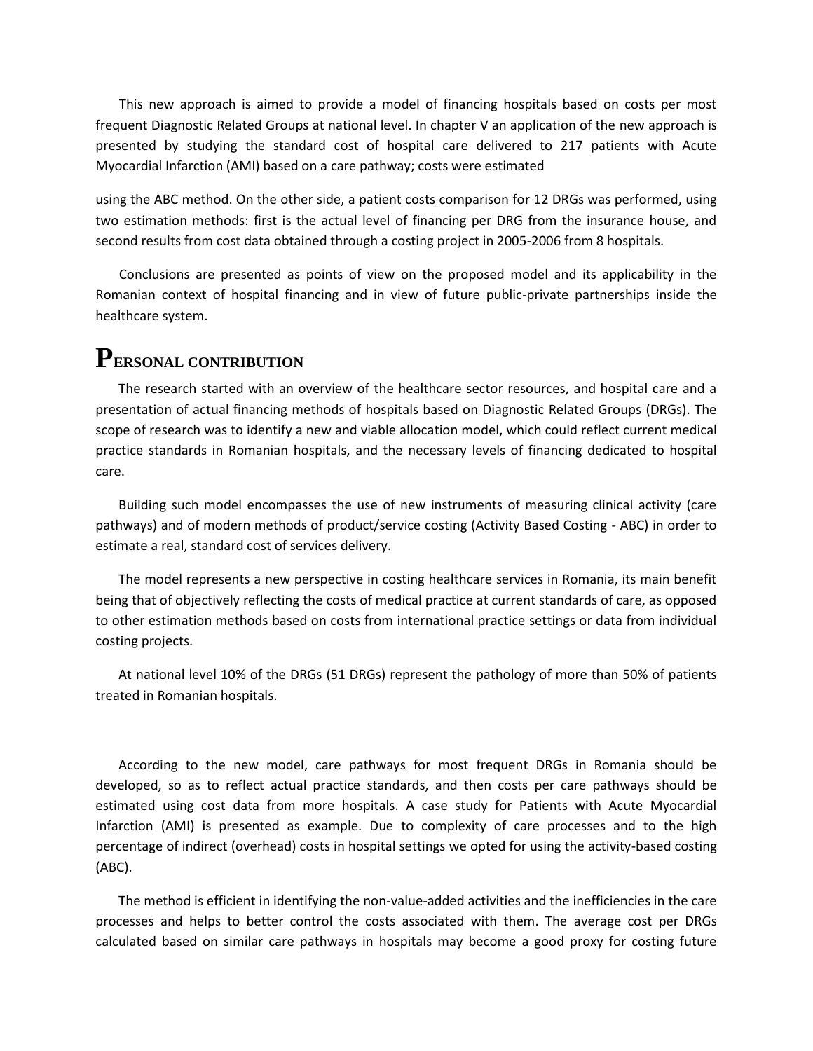This new approach is aimed to provide a model of financing hospitals based on costs per most frequent Diagnostic Related Groups at national level. In chapter V an application of the new approach is presented by studying the standard cost of hospital care delivered to 217 patients with Acute Myocardial Infarction (AMI) based on a care pathway; costs were estimated using the ABC method. On the other side, a patient costs comparison for 12 DRGs was performed, using two estimation methods: first is the actual level of financing per DRG from the insurance house, and second results from cost data obtained through a costing project in 2005-2006 from 8 hospitals.

Conclusions are presented as points of view on the proposed model and its applicability in the Romanian context of hospital financing and in view of future public-private partnerships inside the healthcare system.

# PERSONAL CONTRIBUTION

The research started with an overview of the healthcare sector resources, and hospital care and a presentation of actual financing methods of hospitals based on Diagnostic Related Groups (DRGs). The scope of research was to identify a new and viable allocation model, which could reflect current medical practice standards in Romanian hospitals, and the necessary levels of financing dedicated to hospital care.

Building such model encompasses the use of new instruments of measuring clinical activity (care pathways) and of modern methods of product/service costing (Activity Based Costing - ABC) in order to estimate a real, standard cost of services delivery.

The model represents a new perspective in costing healthcare services in Romania, its main benefit being that of objectively reflecting the costs of medical practice at current standards of care, as opposed to other estimation methods based on costs from international practice settings or data from individual costing projects.

At national level 10% of the DRGs (51 DRGs) represent the pathology of more than 50% of patients treated in Romanian hospitals.

According to the new model, care pathways for most frequent DRGs in Romania should be developed, so as to reflect actual practice standards, and then costs per care pathways should be estimated using cost data from more hospitals. A case study for Patients with Acute Myocardial Infarction (AMI) is presented as example. Due to complexity of care processes and to the high percentage of indirect (overhead) costs in hospital settings we opted for using the activity-based costing (ABC).

The method is efficient in identifying the non-value-added activities and the inefficiencies in the care processes and helps to better control the costs associated with them. The average cost per DRGs calculated based on similar care pathways in hospitals may become a good proxy for costing future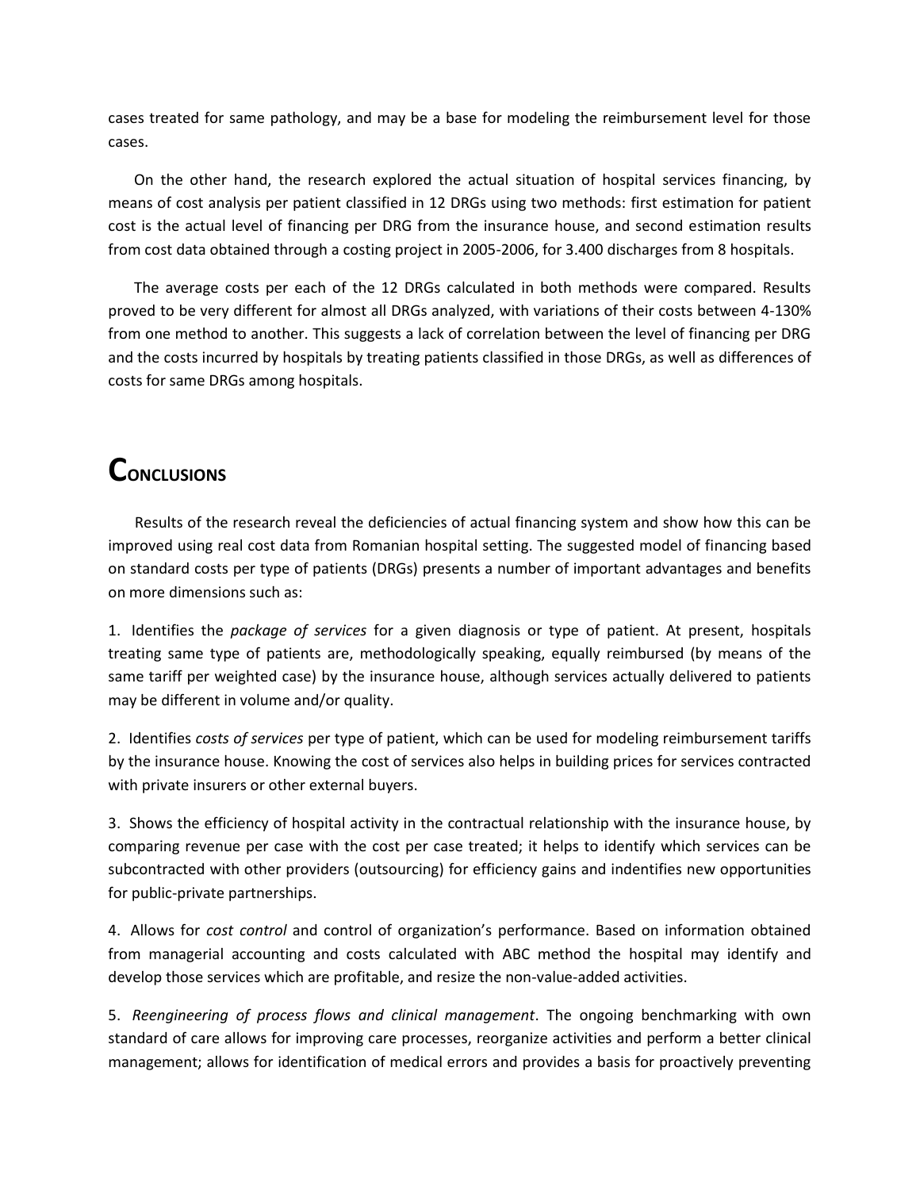cases treated for same pathology, and may be a base for modeling the reimbursement level for those cases.

On the other hand, the research explored the actual situation of hospital services financing, by means of cost analysis per patient classified in 12 DRGs using two methods: first estimation for patient cost is the actual level of financing per DRG from the insurance house, and second estimation results from cost data obtained through a costing project in 2005-2006, for 3.400 discharges from 8 hospitals.

The average costs per each of the 12 DRGs calculated in both methods were compared. Results proved to be very different for almost all DRGs analyzed, with variations of their costs between 4-130% from one method to another. This suggests a lack of correlation between the level of financing per DRG and the costs incurred by hospitals by treating patients classified in those DRGs, as well as differences of costs for same DRGs among hospitals.

# Conclusions

Results of the research reveal the deficiencies of actual financing system and show how this can be improved using real cost data from Romanian hospital setting. The suggested model of financing based on standard costs per type of patients (DRGs) presents a number of important advantages and benefits on more dimensions such as:

1. Identifies the *package of services* for a given diagnosis or type of patient. At present, hospitals treating same type of patients are, methodologically speaking, equally reimbursed (by means of the same tariff per weighted case) by the insurance house, although services actually delivered to patients may be different in volume and/or quality.

2. Identifies *costs of services* per type of patient, which can be used for modeling reimbursement tariffs by the insurance house. Knowing the cost of services also helps in building prices for services contracted with private insurers or other external buyers.

3. Shows the efficiency of hospital activity in the contractual relationship with the insurance house, by comparing revenue per case with the cost per case treated; it helps to identify which services can be subcontracted with other providers (outsourcing) for efficiency gains and indentifies new opportunities for public-private partnerships.

4. Allows for *cost control* and control of organization's performance. Based on information obtained from managerial accounting and costs calculated with ABC method the hospital may identify and develop those services which are profitable, and resize the non-value-added activities.

5. *Reengineering of process flows and clinical management*. The ongoing benchmarking with own standard of care allows for improving care processes, reorganize activities and perform a better clinical management; allows for identification of medical errors and provides a basis for proactively preventing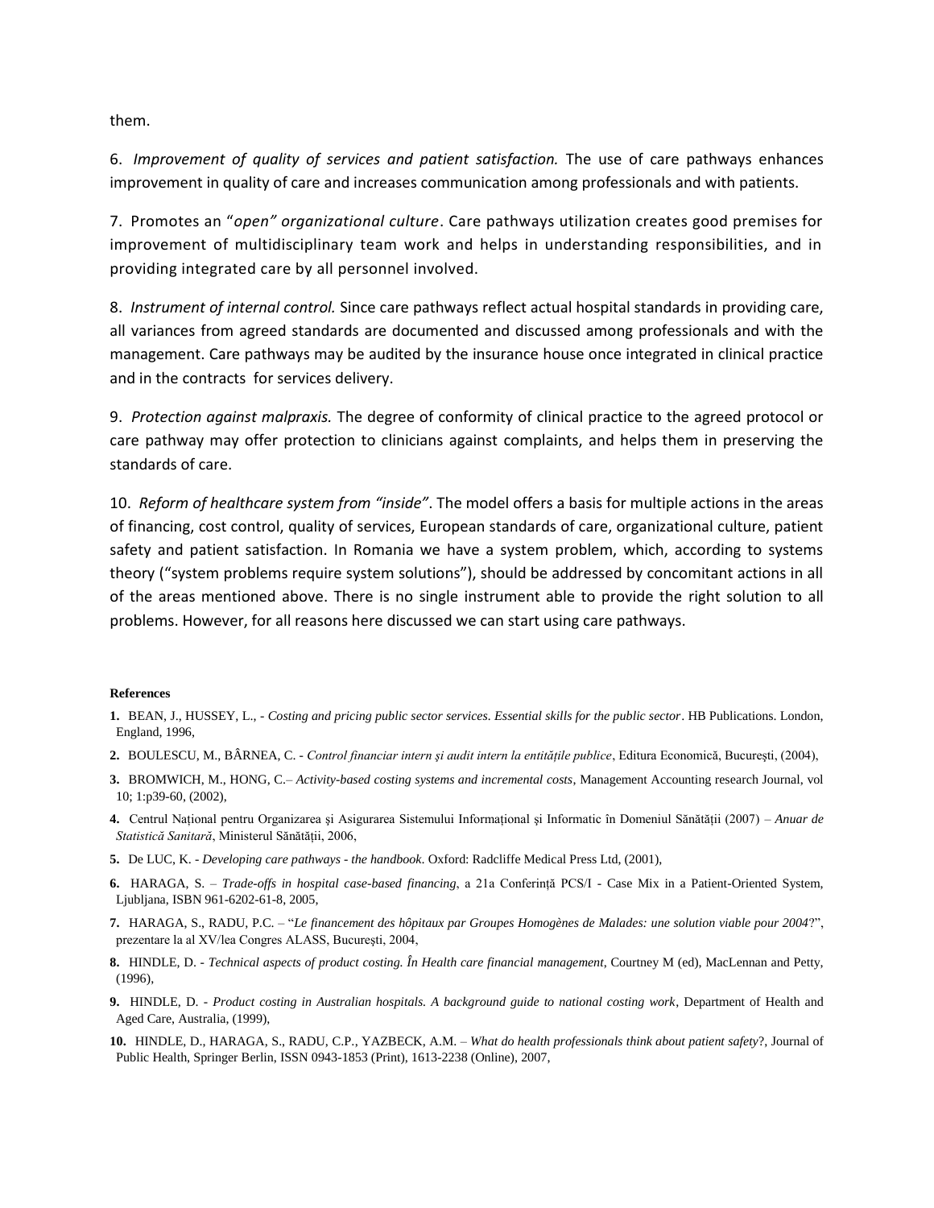them.

6. *Improvement of quality of services and patient satisfaction.* The use of care pathways enhances improvement in quality of care and increases communication among professionals and with patients.

7. Promotes an "*open" organizational culture*. Care pathways utilization creates good premises for improvement of multidisciplinary team work and helps in understanding responsibilities, and in providing integrated care by all personnel involved.

8. *Instrument of internal control.* Since care pathways reflect actual hospital standards in providing care, all variances from agreed standards are documented and discussed among professionals and with the management. Care pathways may be audited by the insurance house once integrated in clinical practice and in the contracts for services delivery.

9. *Protection against malpraxis.* The degree of conformity of clinical practice to the agreed protocol or care pathway may offer protection to clinicians against complaints, and helps them in preserving the standards of care.

10. *Reform of healthcare system from "inside"*. The model offers a basis for multiple actions in the areas of financing, cost control, quality of services, European standards of care, organizational culture, patient safety and patient satisfaction. In Romania we have a system problem, which, according to systems theory ("system problems require system solutions"), should be addressed by concomitant actions in all of the areas mentioned above. There is no single instrument able to provide the right solution to all problems. However, for all reasons here discussed we can start using care pathways.

**References**

1. BEAN, J., HUSSEY, L., - *Costing and pricing public sector services. Essential skills for the public sector*. HB Publications. London, England, 1996,
2. BOULESCU, M., BÂRNEA, C. - *Control financiar intern şi audit intern la entităţile publice*, Editura Economică, Bucureşti, (2004),
3. BROMWICH, M., HONG, C.– *Activity-based costing systems and incremental costs*, Management Accounting research Journal, vol 10; 1:p39-60, (2002),
4. Centrul Naţional pentru Organizarea şi Asigurarea Sistemului Informaţional şi Informatic în Domeniul Sănătăţii (2007) – *Anuar de Statistică Sanitară*, Ministerul Sănătăţii, 2006,
5. De LUC, K. - *Developing care pathways - the handbook*. Oxford: Radcliffe Medical Press Ltd, (2001),
6. HARAGA, S. – *Trade-offs in hospital case-based financing*, a 21a Conferinţă PCS/I - Case Mix in a Patient-Oriented System, Ljubljana, ISBN 961-6202-61-8, 2005,
7. HARAGA, S., RADU, P.C. – "*Le financement des hôpitaux par Groupes Homogènes de Malades: une solution viable pour 2004*?", prezentare la al XV/lea Congres ALASS, Bucureşti, 2004,
8. HINDLE, D. - *Technical aspects of product costing. În Health care financial management*, Courtney M (ed), MacLennan and Petty, (1996),
9. HINDLE, D. - *Product costing in Australian hospitals. A background guide to national costing work*, Department of Health and Aged Care, Australia, (1999),
10. HINDLE, D., HARAGA, S., RADU, C.P., YAZBECK, A.M. – *What do health professionals think about patient safety*?, Journal of Public Health, Springer Berlin, ISSN 0943-1853 (Print), 1613-2238 (Online), 2007,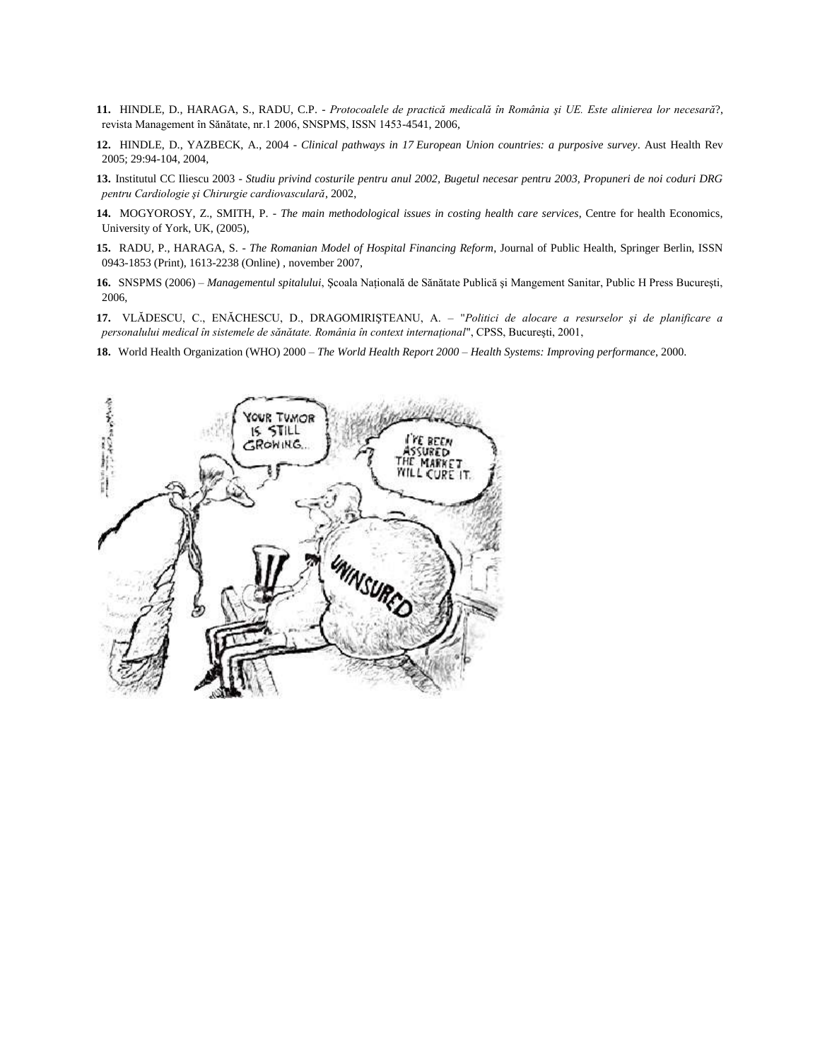11. HINDLE, D., HARAGA, S., RADU, C.P. - *Protocoalele de practică medicală în România şi UE. Este alinierea lor necesară*?, revista Management în Sănătate, nr.1 2006, SNSPMS, ISSN 1453-4541, 2006,

12. HINDLE, D., YAZBECK, A., 2004 - *Clinical pathways in 17 European Union countries: a purposive survey*. Aust Health Rev 2005; 29:94-104, 2004,

13. Institutul CC Iliescu 2003 - *Studiu privind costurile pentru anul 2002, Bugetul necesar pentru 2003, Propuneri de noi coduri DRG pentru Cardiologie şi Chirurgie cardiovasculară*, 2002,

14. MOGYOROSY, Z., SMITH, P. - *The main methodological issues in costing health care services*, Centre for health Economics, University of York, UK, (2005),

15. RADU, P., HARAGA, S. - *The Romanian Model of Hospital Financing Reform*, Journal of Public Health, Springer Berlin, ISSN 0943-1853 (Print), 1613-2238 (Online) , november 2007,

16. SNSPMS (2006) – *Managementul spitalului*, Şcoala Naţională de Sănătate Publică şi Mangement Sanitar, Public H Press Bucureşti, 2006,

17. VLĂDESCU, C., ENĂCHESCU, D., DRAGOMIRIŞTEANU, A. – "*Politici de alocare a resurselor şi de planificare a personalului medical în sistemele de sănătate. România în context internaţional*", CPSS, Bucureşti, 2001,

18. World Health Organization (WHO) 2000 – *The World Health Report 2000 – Health Systems: Improving performance*, 2000.